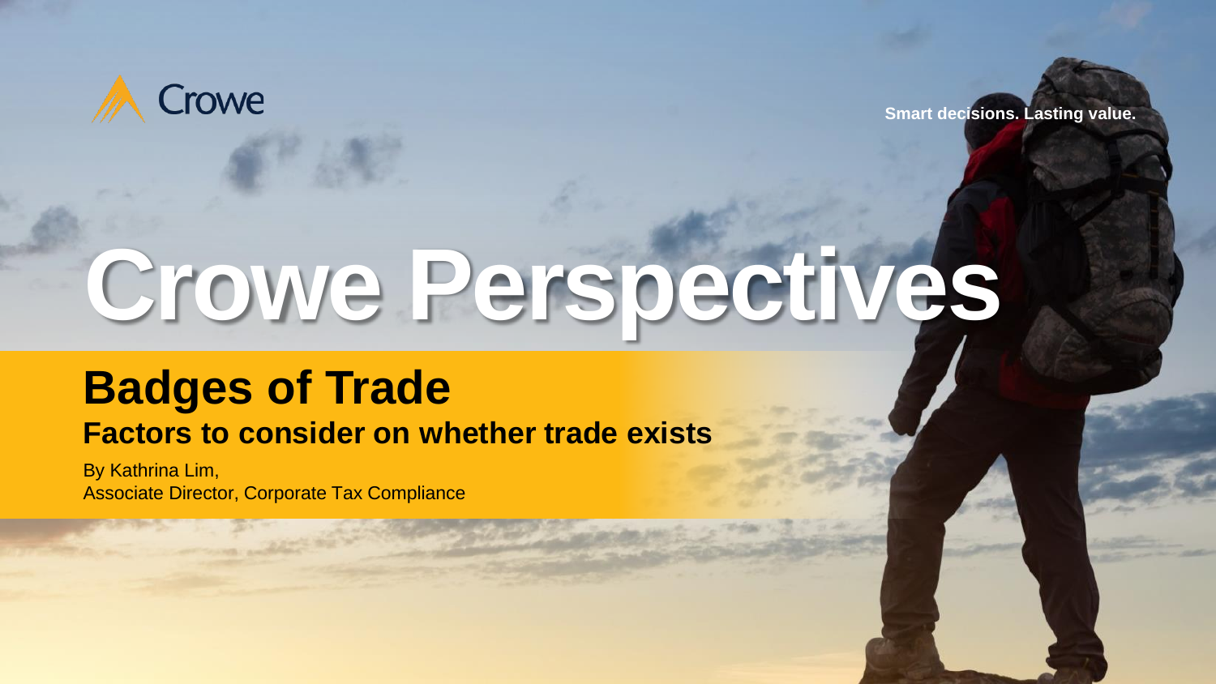Crowe

Smart decisions. Lasting value.

# Crowe Perspectives

## Badges of Trade

### Factors to consider on whether trade exists

By Kathrina Lim,
Associate Director, Corporate Tax Compliance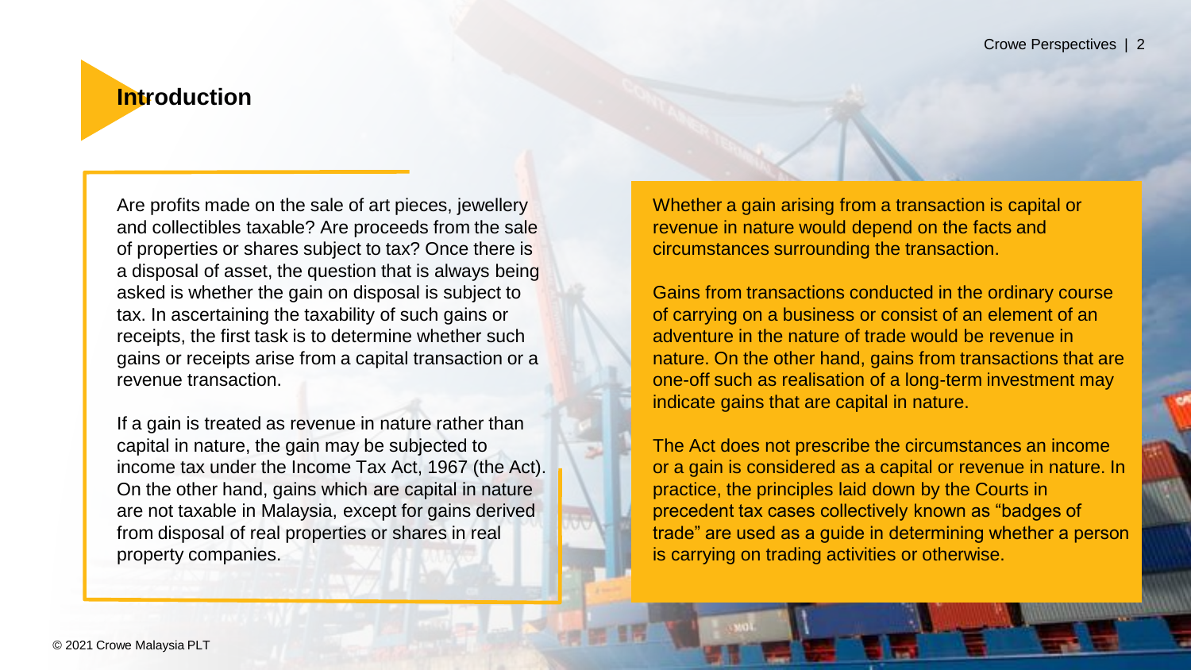## Introduction

Are profits made on the sale of art pieces, jewellery and collectibles taxable? Are proceeds from the sale of properties or shares subject to tax? Once there is a disposal of asset, the question that is always being asked is whether the gain on disposal is subject to tax. In ascertaining the taxability of such gains or receipts, the first task is to determine whether such gains or receipts arise from a capital transaction or a revenue transaction.

If a gain is treated as revenue in nature rather than capital in nature, the gain may be subjected to income tax under the Income Tax Act, 1967 (the Act). On the other hand, gains which are capital in nature are not taxable in Malaysia, except for gains derived from disposal of real properties or shares in real property companies.

Whether a gain arising from a transaction is capital or revenue in nature would depend on the facts and circumstances surrounding the transaction.

Gains from transactions conducted in the ordinary course of carrying on a business or consist of an element of an adventure in the nature of trade would be revenue in nature. On the other hand, gains from transactions that are one-off such as realisation of a long-term investment may indicate gains that are capital in nature.

The Act does not prescribe the circumstances an income or a gain is considered as a capital or revenue in nature. In practice, the principles laid down by the Courts in precedent tax cases collectively known as "badges of trade" are used as a guide in determining whether a person is carrying on trading activities or otherwise.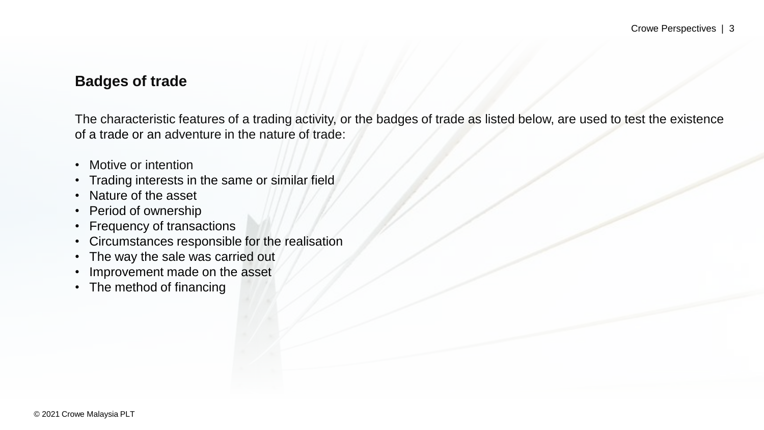## Badges of trade

The characteristic features of a trading activity, or the badges of trade as listed below, are used to test the existence of a trade or an adventure in the nature of trade:

- Motive or intention
- Trading interests in the same or similar field
- Nature of the asset
- Period of ownership
- Frequency of transactions
- Circumstances responsible for the realisation
- The way the sale was carried out
- Improvement made on the asset
- The method of financing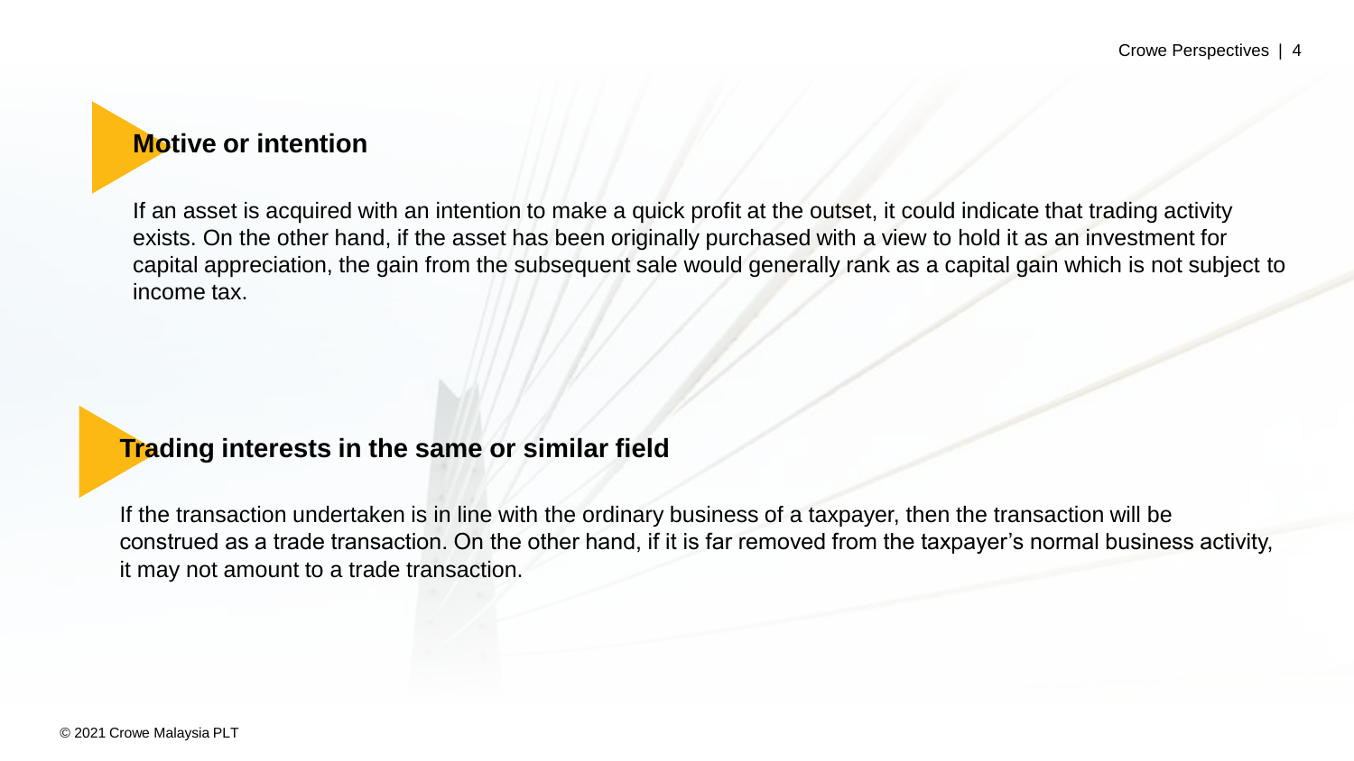## Motive or intention

If an asset is acquired with an intention to make a quick profit at the outset, it could indicate that trading activity exists. On the other hand, if the asset has been originally purchased with a view to hold it as an investment for capital appreciation, the gain from the subsequent sale would generally rank as a capital gain which is not subject to income tax.

## Trading interests in the same or similar field

If the transaction undertaken is in line with the ordinary business of a taxpayer, then the transaction will be construed as a trade transaction. On the other hand, if it is far removed from the taxpayer's normal business activity, it may not amount to a trade transaction.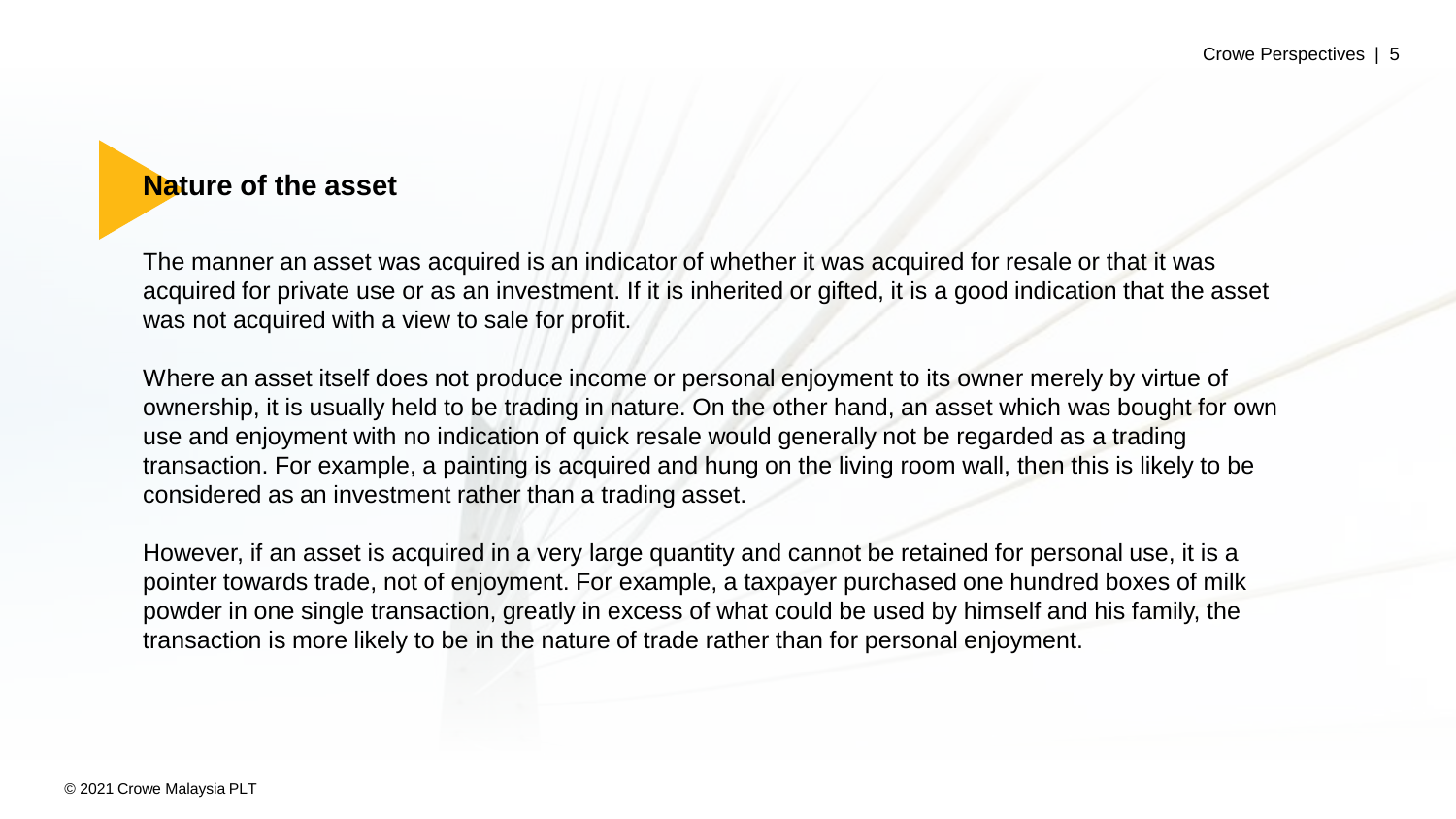## Nature of the asset

The manner an asset was acquired is an indicator of whether it was acquired for resale or that it was acquired for private use or as an investment. If it is inherited or gifted, it is a good indication that the asset was not acquired with a view to sale for profit.

Where an asset itself does not produce income or personal enjoyment to its owner merely by virtue of ownership, it is usually held to be trading in nature. On the other hand, an asset which was bought for own use and enjoyment with no indication of quick resale would generally not be regarded as a trading transaction. For example, a painting is acquired and hung on the living room wall, then this is likely to be considered as an investment rather than a trading asset.

However, if an asset is acquired in a very large quantity and cannot be retained for personal use, it is a pointer towards trade, not of enjoyment. For example, a taxpayer purchased one hundred boxes of milk powder in one single transaction, greatly in excess of what could be used by himself and his family, the transaction is more likely to be in the nature of trade rather than for personal enjoyment.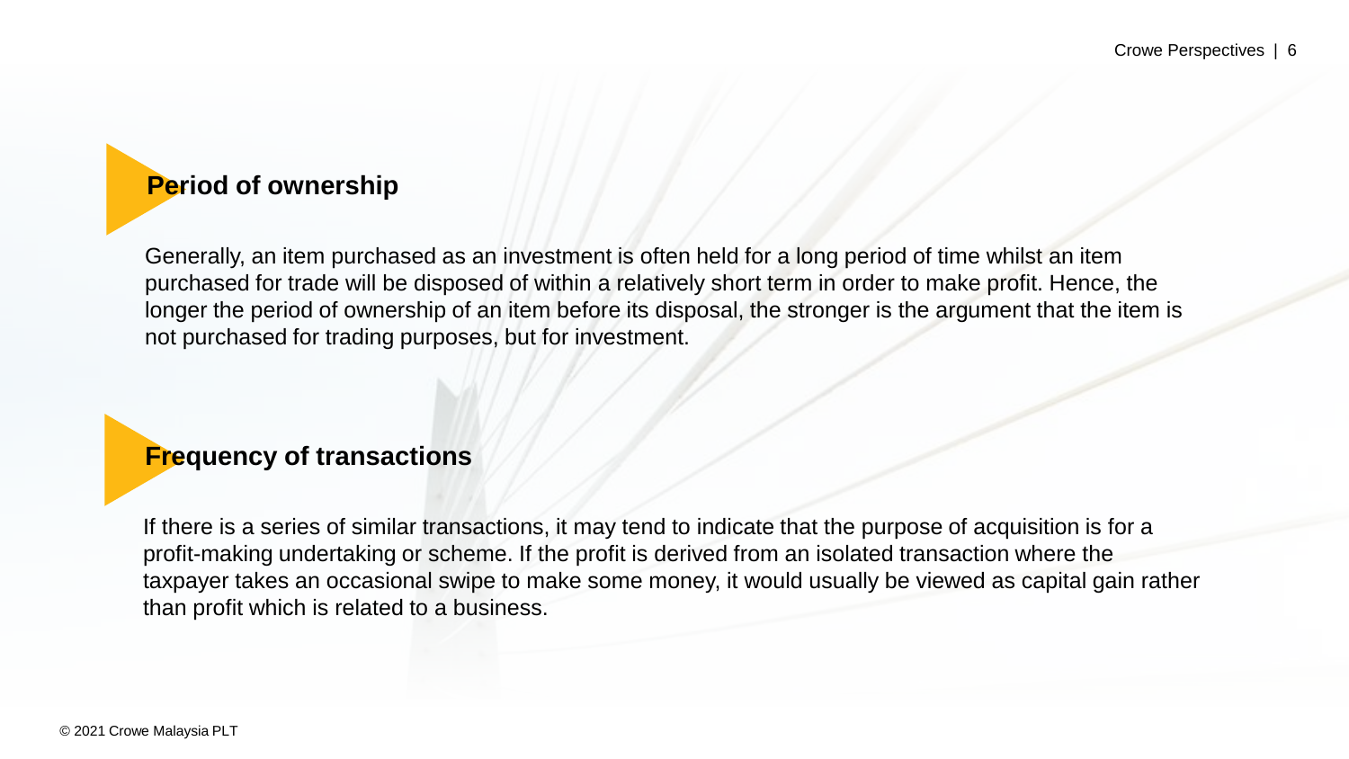## Period of ownership

Generally, an item purchased as an investment is often held for a long period of time whilst an item purchased for trade will be disposed of within a relatively short term in order to make profit. Hence, the longer the period of ownership of an item before its disposal, the stronger is the argument that the item is not purchased for trading purposes, but for investment.

## Frequency of transactions

If there is a series of similar transactions, it may tend to indicate that the purpose of acquisition is for a profit-making undertaking or scheme. If the profit is derived from an isolated transaction where the taxpayer takes an occasional swipe to make some money, it would usually be viewed as capital gain rather than profit which is related to a business.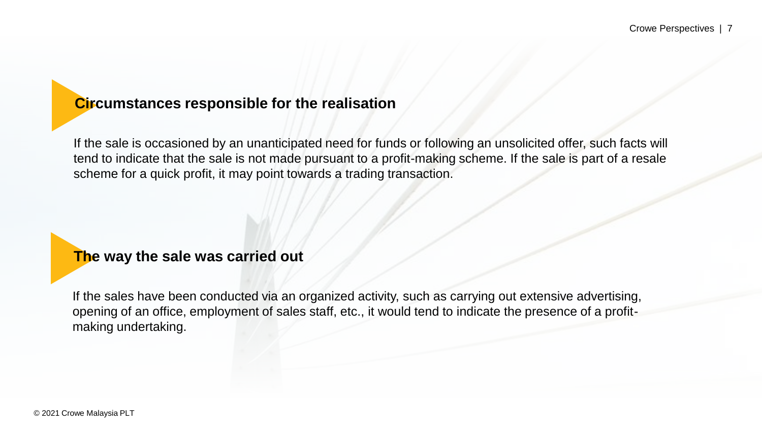## Circumstances responsible for the realisation

If the sale is occasioned by an unanticipated need for funds or following an unsolicited offer, such facts will tend to indicate that the sale is not made pursuant to a profit-making scheme. If the sale is part of a resale scheme for a quick profit, it may point towards a trading transaction.

## The way the sale was carried out

If the sales have been conducted via an organized activity, such as carrying out extensive advertising, opening of an office, employment of sales staff, etc., it would tend to indicate the presence of a profit-making undertaking.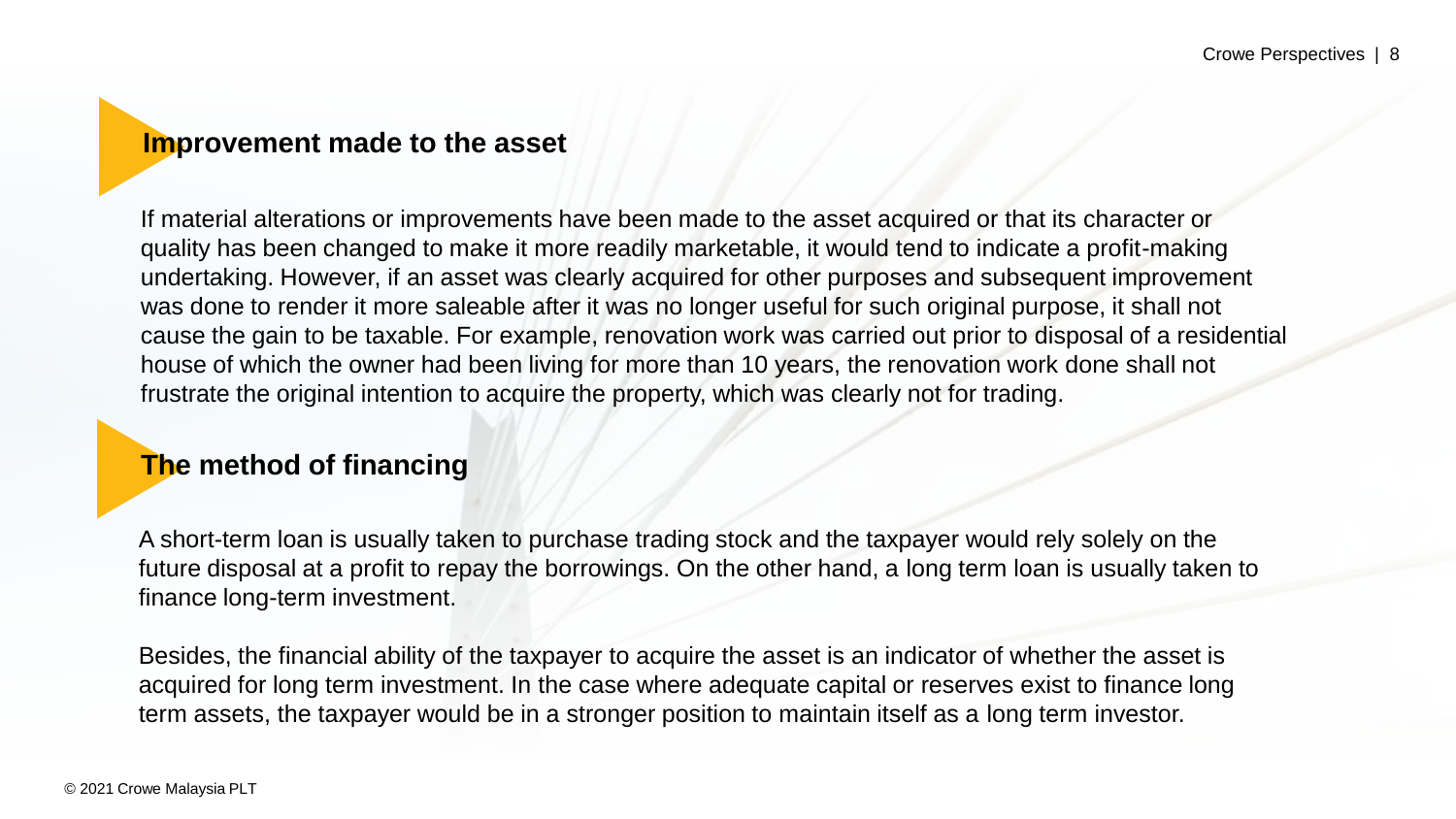## Improvement made to the asset

If material alterations or improvements have been made to the asset acquired or that its character or quality has been changed to make it more readily marketable, it would tend to indicate a profit-making undertaking. However, if an asset was clearly acquired for other purposes and subsequent improvement was done to render it more saleable after it was no longer useful for such original purpose, it shall not cause the gain to be taxable. For example, renovation work was carried out prior to disposal of a residential house of which the owner had been living for more than 10 years, the renovation work done shall not frustrate the original intention to acquire the property, which was clearly not for trading.

## The method of financing

A short-term loan is usually taken to purchase trading stock and the taxpayer would rely solely on the future disposal at a profit to repay the borrowings. On the other hand, a long term loan is usually taken to finance long-term investment.

Besides, the financial ability of the taxpayer to acquire the asset is an indicator of whether the asset is acquired for long term investment. In the case where adequate capital or reserves exist to finance long term assets, the taxpayer would be in a stronger position to maintain itself as a long term investor.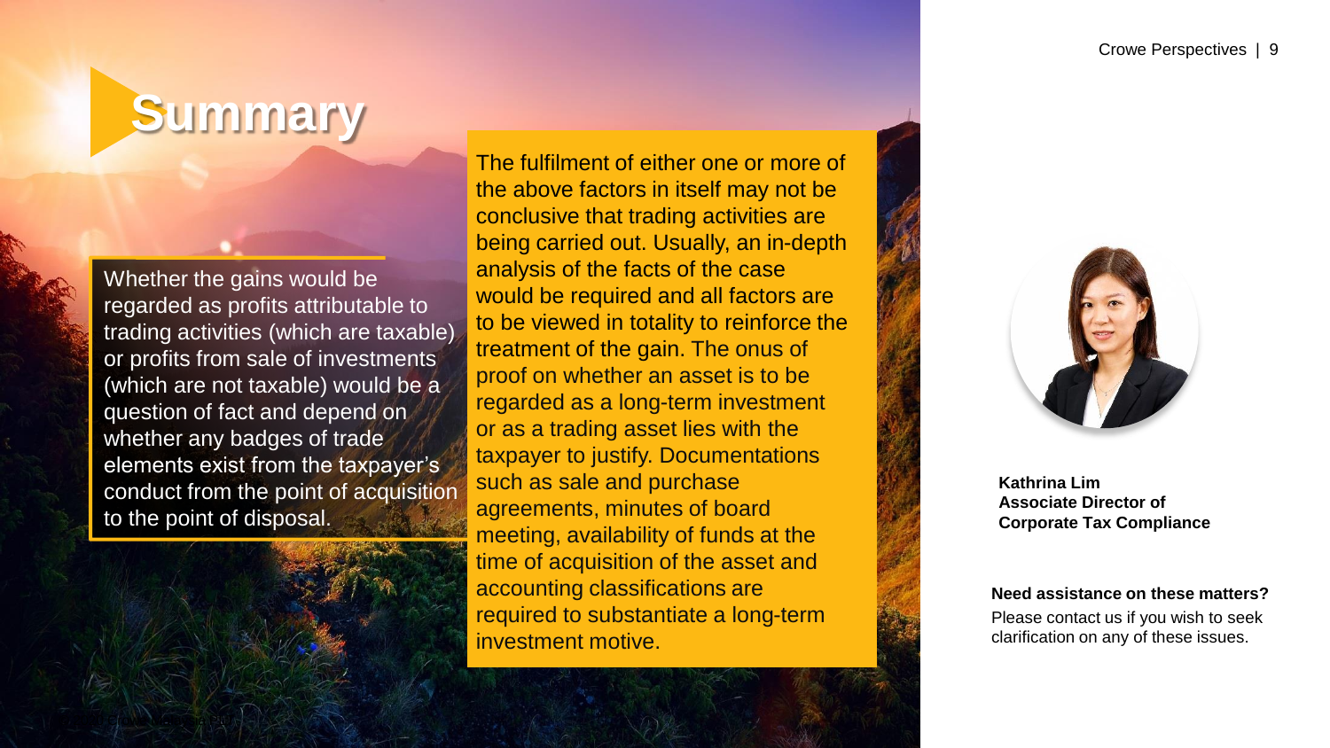# Summary

Whether the gains would be regarded as profits attributable to trading activities (which are taxable) or profits from sale of investments (which are not taxable) would be a question of fact and depend on whether any badges of trade elements exist from the taxpayer's conduct from the point of acquisition to the point of disposal.

The fulfilment of either one or more of the above factors in itself may not be conclusive that trading activities are being carried out. Usually, an in-depth analysis of the facts of the case would be required and all factors are to be viewed in totality to reinforce the treatment of the gain. The onus of proof on whether an asset is to be regarded as a long-term investment or as a trading asset lies with the taxpayer to justify. Documentations such as sale and purchase agreements, minutes of board meeting, availability of funds at the time of acquisition of the asset and accounting classifications are required to substantiate a long-term investment motive.

**Kathrina Lim**
**Associate Director of Corporate Tax Compliance**

**Need assistance on these matters?**
Please contact us if you wish to seek clarification on any of these issues.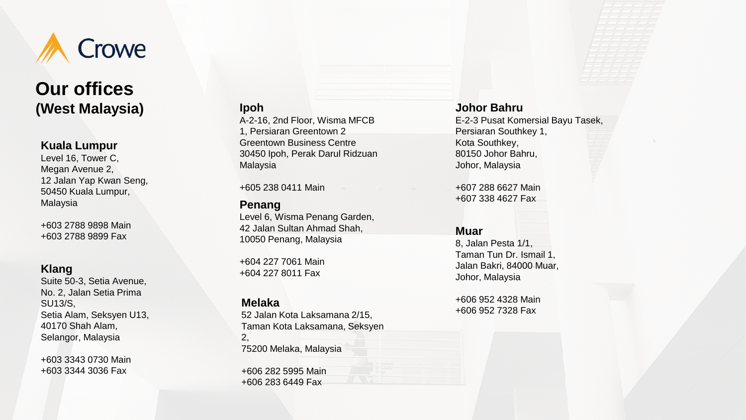# Our offices (West Malaysia)

### Kuala Lumpur

Level 16, Tower C,
Megan Avenue 2,
12 Jalan Yap Kwan Seng,
50450 Kuala Lumpur,
Malaysia

+603 2788 9898 Main
+603 2788 9899 Fax

### Klang

Suite 50-3, Setia Avenue,
No. 2, Jalan Setia Prima
SU13/S,
Setia Alam, Seksyen U13,
40170 Shah Alam,
Selangor, Malaysia

+603 3343 0730 Main
+603 3344 3036 Fax

### Ipoh

A-2-16, 2nd Floor, Wisma MFCB
1, Persiaran Greentown 2
Greentown Business Centre
30450 Ipoh, Perak Darul Ridzuan
Malaysia

+605 238 0411 Main

### Penang

Level 6, Wisma Penang Garden,
42 Jalan Sultan Ahmad Shah,
10050 Penang, Malaysia

+604 227 7061 Main
+604 227 8011 Fax

### Melaka

52 Jalan Kota Laksamana 2/15,
Taman Kota Laksamana, Seksyen
2,
75200 Melaka, Malaysia

+606 282 5995 Main
+606 283 6449 Fax

### Johor Bahru

E-2-3 Pusat Komersial Bayu Tasek,
Persiaran Southkey 1,
Kota Southkey,
80150 Johor Bahru,
Johor, Malaysia

+607 288 6627 Main
+607 338 4627 Fax

### Muar

8, Jalan Pesta 1/1,
Taman Tun Dr. Ismail 1,
Jalan Bakri, 84000 Muar,
Johor, Malaysia

+606 952 4328 Main
+606 952 7328 Fax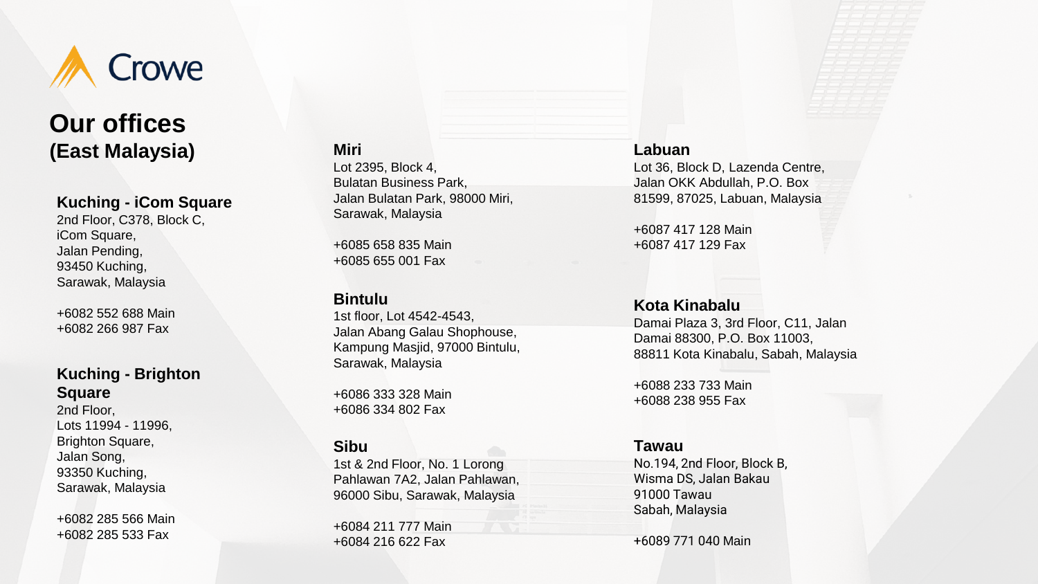Crowe

# Our offices (East Malaysia)

### Kuching - iCom Square

2nd Floor, C378, Block C,
iCom Square,
Jalan Pending,
93450 Kuching,
Sarawak, Malaysia

+6082 552 688 Main
+6082 266 987 Fax

### Kuching - Brighton Square

2nd Floor,
Lots 11994 - 11996,
Brighton Square,
Jalan Song,
93350 Kuching,
Sarawak, Malaysia

+6082 285 566 Main
+6082 285 533 Fax

### Miri

Lot 2395, Block 4,
Bulatan Business Park,
Jalan Bulatan Park, 98000 Miri,
Sarawak, Malaysia

+6085 658 835 Main
+6085 655 001 Fax

### Bintulu

1st floor, Lot 4542-4543,
Jalan Abang Galau Shophouse,
Kampung Masjid, 97000 Bintulu,
Sarawak, Malaysia

+6086 333 328 Main
+6086 334 802 Fax

### Sibu

1st & 2nd Floor, No. 1 Lorong
Pahlawan 7A2, Jalan Pahlawan,
96000 Sibu, Sarawak, Malaysia

+6084 211 777 Main
+6084 216 622 Fax

### Labuan

Lot 36, Block D, Lazenda Centre,
Jalan OKK Abdullah, P.O. Box
81599, 87025, Labuan, Malaysia

+6087 417 128 Main
+6087 417 129 Fax

### Kota Kinabalu

Damai Plaza 3, 3rd Floor, C11, Jalan
Damai 88300, P.O. Box 11003,
88811 Kota Kinabalu, Sabah, Malaysia

+6088 233 733 Main
+6088 238 955 Fax

### Tawau

No.194, 2nd Floor, Block B,
Wisma DS, Jalan Bakau
91000 Tawau
Sabah, Malaysia

+6089 771 040 Main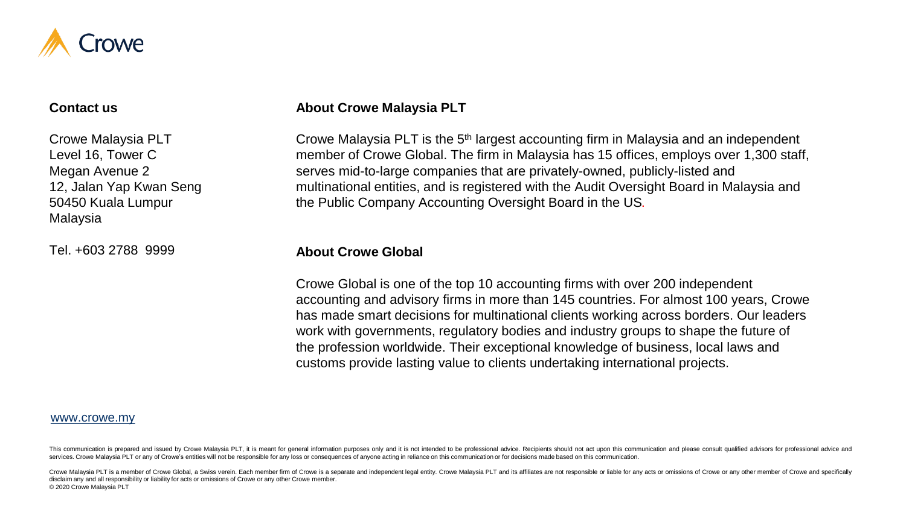Crowe

**Contact us**

Crowe Malaysia PLT
Level 16, Tower C
Megan Avenue 2
12, Jalan Yap Kwan Seng
50450 Kuala Lumpur
Malaysia

Tel. +603 2788 9999

**About Crowe Malaysia PLT**

Crowe Malaysia PLT is the 5th largest accounting firm in Malaysia and an independent member of Crowe Global. The firm in Malaysia has 15 offices, employs over 1,300 staff, serves mid-to-large companies that are privately-owned, publicly-listed and multinational entities, and is registered with the Audit Oversight Board in Malaysia and the Public Company Accounting Oversight Board in the US.

**About Crowe Global**

Crowe Global is one of the top 10 accounting firms with over 200 independent accounting and advisory firms in more than 145 countries. For almost 100 years, Crowe has made smart decisions for multinational clients working across borders. Our leaders work with governments, regulatory bodies and industry groups to shape the future of the profession worldwide. Their exceptional knowledge of business, local laws and customs provide lasting value to clients undertaking international projects.

www.crowe.my

This communication is prepared and issued by Crowe Malaysia PLT, it is meant for general information purposes only and it is not intended to be professional advice. Recipients should not act upon this communication and please consult qualified advisors for professional advice and services. Crowe Malaysia PLT or any of Crowe's entities will not be responsible for any loss or consequences of anyone acting in reliance on this communication or for decisions made based on this communication.

Crowe Malaysia PLT is a member of Crowe Global, a Swiss verein. Each member firm of Crowe is a separate and independent legal entity. Crowe Malaysia PLT and its affiliates are not responsible or liable for any acts or omissions of Crowe or any other member of Crowe and specifically disclaim any and all responsibility or liability for acts or omissions of Crowe or any other Crowe member.
© 2020 Crowe Malaysia PLT